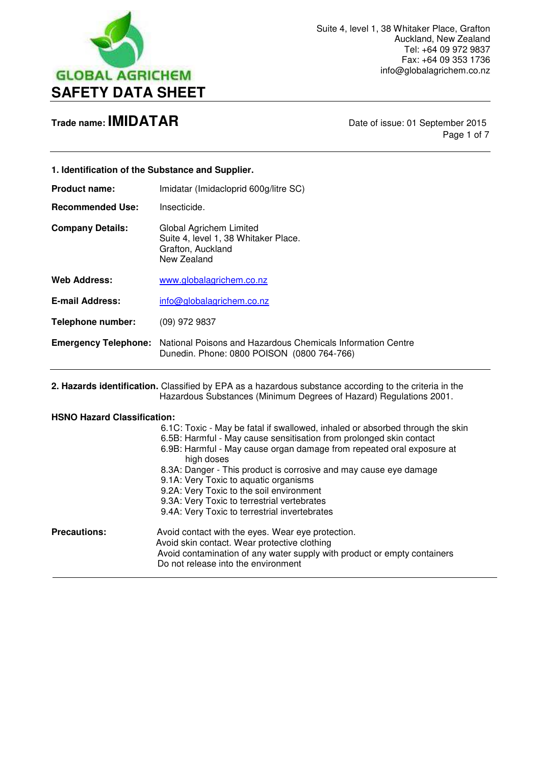GLOBAL AGRICHEM

Suite 4, level 1, 38 Whitaker Place, Grafton
Auckland, New Zealand
Tel: +64 09 972 9837
Fax: +64 09 353 1736
info@globalagrichem.co.nz

# SAFETY DATA SHEET

**Trade name: IMIDATAR**

Date of issue: 01 September 2015

## 1. Identification of the Substance and Supplier.

**Product name:** Imidatar (Imidacloprid 600g/litre SC)

**Recommended Use:** Insecticide.

**Company Details:** Global Agrichem Limited
Suite 4, level 1, 38 Whitaker Place.
Grafton, Auckland
New Zealand

**Web Address:** www.globalagrichem.co.nz

**E-mail Address:** info@globalagrichem.co.nz

**Telephone number:** (09) 972 9837

**Emergency Telephone:** National Poisons and Hazardous Chemicals Information Centre
Dunedin. Phone: 0800 POISON (0800 764-766)

## 2. Hazards identification.

Classified by EPA as a hazardous substance according to the criteria in the Hazardous Substances (Minimum Degrees of Hazard) Regulations 2001.

**HSNO Hazard Classification:**

- 6.1C: Toxic - May be fatal if swallowed, inhaled or absorbed through the skin
- 6.5B: Harmful - May cause sensitisation from prolonged skin contact
- 6.9B: Harmful - May cause organ damage from repeated oral exposure at high doses
- 8.3A: Danger - This product is corrosive and may cause eye damage
- 9.1A: Very Toxic to aquatic organisms
- 9.2A: Very Toxic to the soil environment
- 9.3A: Very Toxic to terrestrial vertebrates
- 9.4A: Very Toxic to terrestrial invertebrates

**Precautions:**

Avoid contact with the eyes. Wear eye protection.
Avoid skin contact. Wear protective clothing
Avoid contamination of any water supply with product or empty containers
Do not release into the environment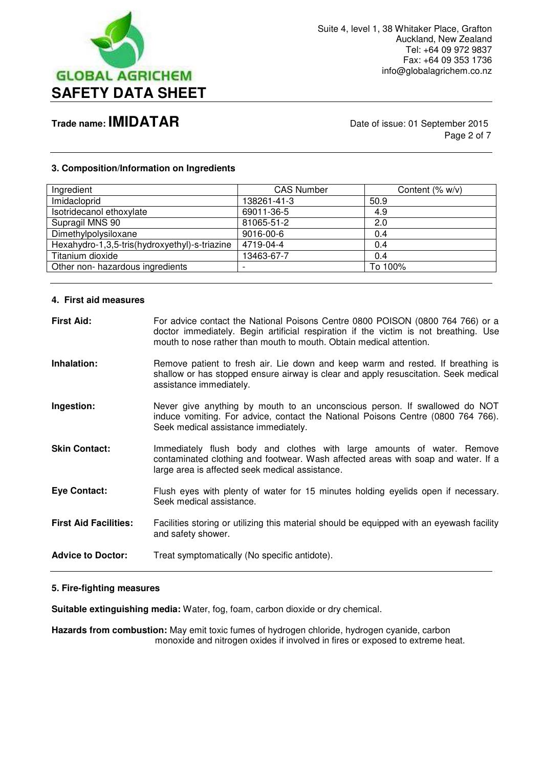### 3. Composition/Information on Ingredients

| Ingredient | CAS Number | Content (% w/v) |
|---|---|---|
| Imidacloprid | 138261-41-3 | 50.9 |
| Isotridecanol ethoxylate | 69011-36-5 | 4.9 |
| Supragil MNS 90 | 81065-51-2 | 2.0 |
| Dimethylpolysiloxane | 9016-00-6 | 0.4 |
| Hexahydro-1,3,5-tris(hydroxyethyl)-s-triazine | 4719-04-4 | 0.4 |
| Titanium dioxide | 13463-67-7 | 0.4 |
| Other non- hazardous ingredients | - | To 100% |

### 4. First aid measures

**First Aid:** For advice contact the National Poisons Centre 0800 POISON (0800 764 766) or a doctor immediately. Begin artificial respiration if the victim is not breathing. Use mouth to nose rather than mouth to mouth. Obtain medical attention.

**Inhalation:** Remove patient to fresh air. Lie down and keep warm and rested. If breathing is shallow or has stopped ensure airway is clear and apply resuscitation. Seek medical assistance immediately.

**Ingestion:** Never give anything by mouth to an unconscious person. If swallowed do NOT induce vomiting. For advice, contact the National Poisons Centre (0800 764 766). Seek medical assistance immediately.

**Skin Contact:** Immediately flush body and clothes with large amounts of water. Remove contaminated clothing and footwear. Wash affected areas with soap and water. If a large area is affected seek medical assistance.

**Eye Contact:** Flush eyes with plenty of water for 15 minutes holding eyelids open if necessary. Seek medical assistance.

**First Aid Facilities:** Facilities storing or utilizing this material should be equipped with an eyewash facility and safety shower.

**Advice to Doctor:** Treat symptomatically (No specific antidote).

### 5. Fire-fighting measures

**Suitable extinguishing media:** Water, fog, foam, carbon dioxide or dry chemical.

**Hazards from combustion:** May emit toxic fumes of hydrogen chloride, hydrogen cyanide, carbon monoxide and nitrogen oxides if involved in fires or exposed to extreme heat.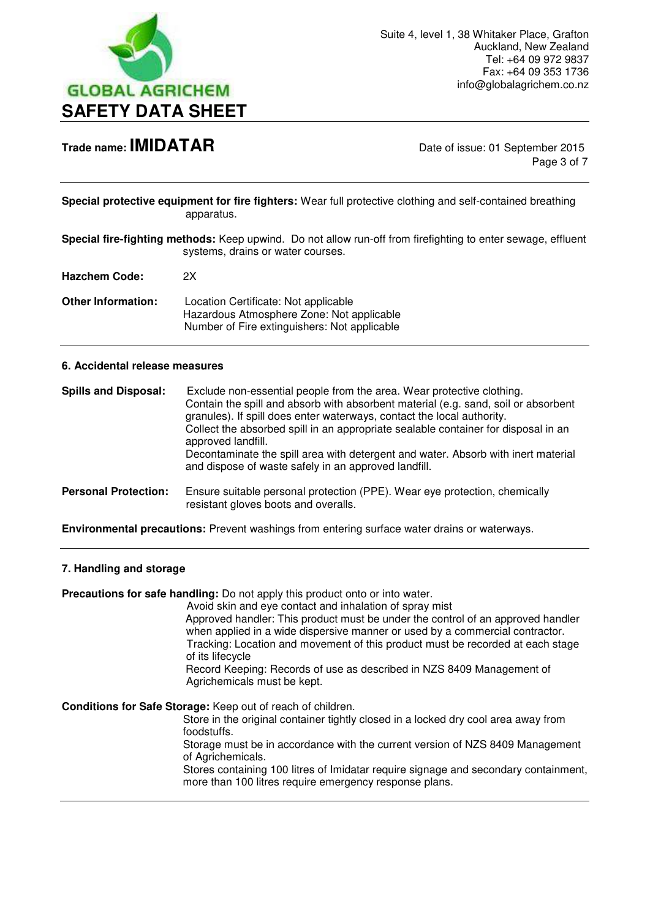**Special protective equipment for fire fighters:** Wear full protective clothing and self-contained breathing apparatus.

**Special fire-fighting methods:** Keep upwind. Do not allow run-off from firefighting to enter sewage, effluent systems, drains or water courses.

**Hazchem Code:** 2X

**Other Information:** Location Certificate: Not applicable
Hazardous Atmosphere Zone: Not applicable
Number of Fire extinguishers: Not applicable

## 6. Accidental release measures

**Spills and Disposal:** Exclude non-essential people from the area. Wear protective clothing.
Contain the spill and absorb with absorbent material (e.g. sand, soil or absorbent granules). If spill does enter waterways, contact the local authority.
Collect the absorbed spill in an appropriate sealable container for disposal in an approved landfill.
Decontaminate the spill area with detergent and water. Absorb with inert material and dispose of waste safely in an approved landfill.

**Personal Protection:** Ensure suitable personal protection (PPE). Wear eye protection, chemically resistant gloves boots and overalls.

**Environmental precautions:** Prevent washings from entering surface water drains or waterways.

## 7. Handling and storage

**Precautions for safe handling:** Do not apply this product onto or into water.
Avoid skin and eye contact and inhalation of spray mist
Approved handler: This product must be under the control of an approved handler when applied in a wide dispersive manner or used by a commercial contractor.
Tracking: Location and movement of this product must be recorded at each stage of its lifecycle
Record Keeping: Records of use as described in NZS 8409 Management of Agrichemicals must be kept.

**Conditions for Safe Storage:** Keep out of reach of children.
Store in the original container tightly closed in a locked dry cool area away from foodstuffs.
Storage must be in accordance with the current version of NZS 8409 Management of Agrichemicals.
Stores containing 100 litres of Imidatar require signage and secondary containment, more than 100 litres require emergency response plans.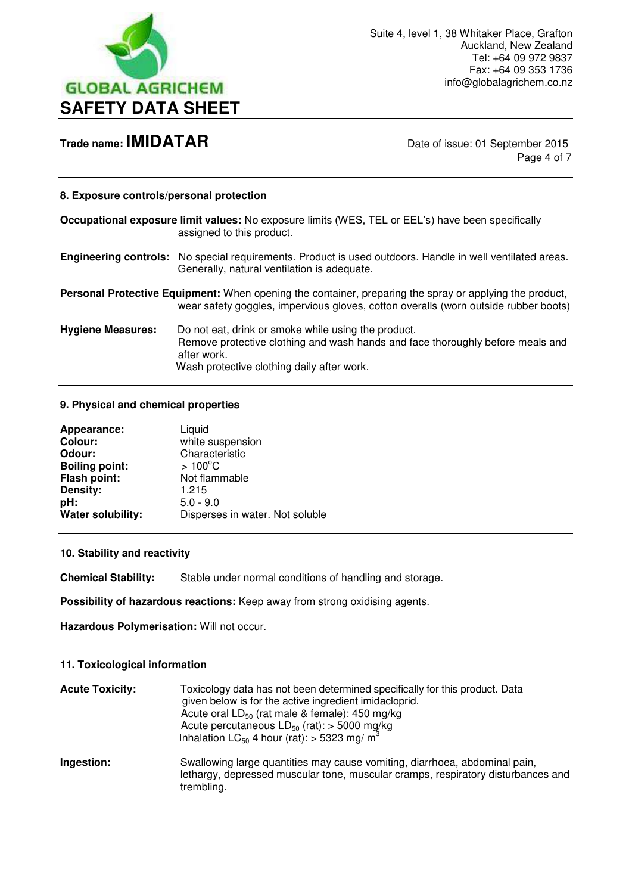# SAFETY DATA SHEET

**Trade name: IMIDATAR**

Date of issue: 01 September 2015

## 8. Exposure controls/personal protection

**Occupational exposure limit values:** No exposure limits (WES, TEL or EEL's) have been specifically assigned to this product.

**Engineering controls:** No special requirements. Product is used outdoors. Handle in well ventilated areas. Generally, natural ventilation is adequate.

**Personal Protective Equipment:** When opening the container, preparing the spray or applying the product, wear safety goggles, impervious gloves, cotton overalls (worn outside rubber boots)

**Hygiene Measures:** Do not eat, drink or smoke while using the product.
Remove protective clothing and wash hands and face thoroughly before meals and after work.
Wash protective clothing daily after work.

## 9. Physical and chemical properties

| | |
|---|---|
| **Appearance:** | Liquid |
| **Colour:** | white suspension |
| **Odour:** | Characteristic |
| **Boiling point:** | > 100°C |
| **Flash point:** | Not flammable |
| **Density:** | 1.215 |
| **pH:** | 5.0 - 9.0 |
| **Water solubility:** | Disperses in water. Not soluble |

## 10. Stability and reactivity

**Chemical Stability:** Stable under normal conditions of handling and storage.

**Possibility of hazardous reactions:** Keep away from strong oxidising agents.

**Hazardous Polymerisation:** Will not occur.

## 11. Toxicological information

**Acute Toxicity:** Toxicology data has not been determined specifically for this product. Data given below is for the active ingredient imidacloprid.
Acute oral $LD_{50}$ (rat male & female): 450 mg/kg
Acute percutaneous $LD_{50}$ (rat): > 5000 mg/kg
Inhalation $LC_{50}$ 4 hour (rat): > 5323 mg/ $m^3$

**Ingestion:** Swallowing large quantities may cause vomiting, diarrhoea, abdominal pain, lethargy, depressed muscular tone, muscular cramps, respiratory disturbances and trembling.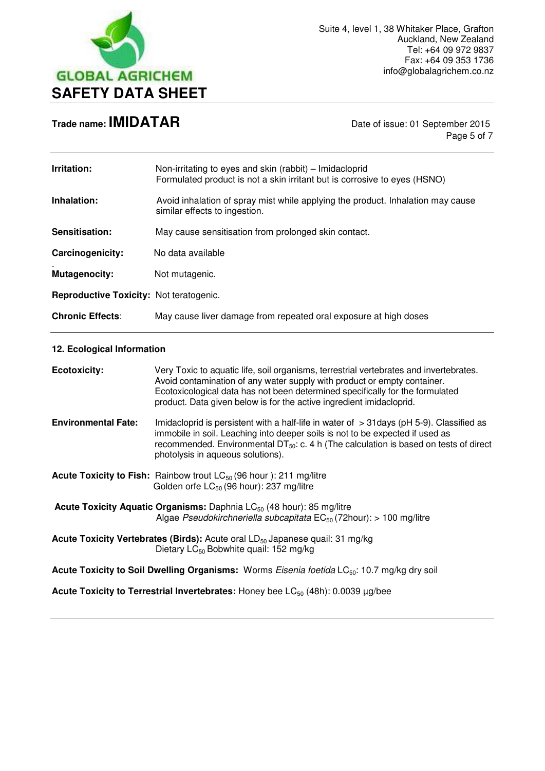**Irritation:** Non-irritating to eyes and skin (rabbit) – Imidacloprid
Formulated product is not a skin irritant but is corrosive to eyes (HSNO)

**Inhalation:** Avoid inhalation of spray mist while applying the product. Inhalation may cause similar effects to ingestion.

**Sensitisation:** May cause sensitisation from prolonged skin contact.

**Carcinogenicity:** No data available

**Mutagenocity:** Not mutagenic.

**Reproductive Toxicity:** Not teratogenic.

**Chronic Effects**: May cause liver damage from repeated oral exposure at high doses

## 12. Ecological Information

**Ecotoxicity:** Very Toxic to aquatic life, soil organisms, terrestrial vertebrates and invertebrates. Avoid contamination of any water supply with product or empty container. Ecotoxicological data has not been determined specifically for the formulated product. Data given below is for the active ingredient imidacloprid.

**Environmental Fate:** Imidacloprid is persistent with a half-life in water of > 31days (pH 5-9). Classified as immobile in soil. Leaching into deeper soils is not to be expected if used as recommended. Environmental $DT_{50}$: c. 4 h (The calculation is based on tests of direct photolysis in aqueous solutions).

**Acute Toxicity to Fish:** Rainbow trout $LC_{50}$ (96 hour ): 211 mg/litre
Golden orfe $LC_{50}$ (96 hour): 237 mg/litre

**Acute Toxicity Aquatic Organisms:** Daphnia $LC_{50}$ (48 hour): 85 mg/litre
Algae *Pseudokirchneriella subcapitata* $EC_{50}$ (72hour): > 100 mg/litre

**Acute Toxicity Vertebrates (Birds):** Acute oral $LD_{50}$ Japanese quail: 31 mg/kg
Dietary $LC_{50}$ Bobwhite quail: 152 mg/kg

**Acute Toxicity to Soil Dwelling Organisms:** Worms *Eisenia foetida* $LC_{50}$: 10.7 mg/kg dry soil

**Acute Toxicity to Terrestrial Invertebrates:** Honey bee $LC_{50}$ (48h): 0.0039 µg/bee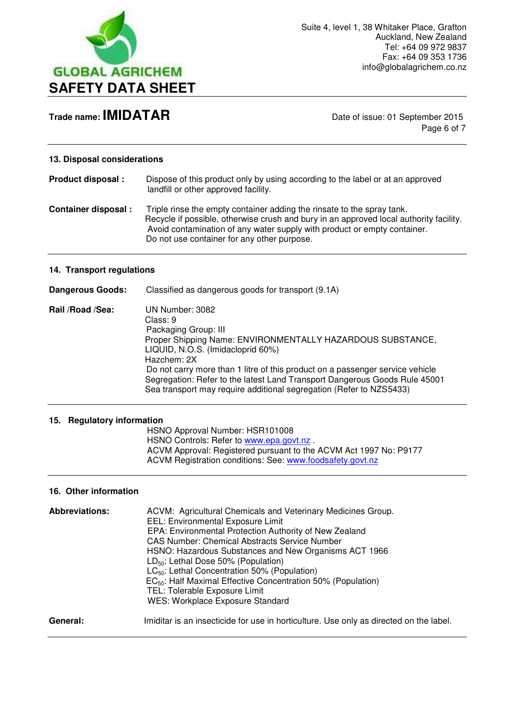## 13. Disposal considerations

**Product disposal :** Dispose of this product only by using according to the label or at an approved landfill or other approved facility.

**Container disposal :** Triple rinse the empty container adding the rinsate to the spray tank. Recycle if possible, otherwise crush and bury in an approved local authority facility. Avoid contamination of any water supply with product or empty container. Do not use container for any other purpose.

## 14. Transport regulations

**Dangerous Goods:** Classified as dangerous goods for transport (9.1A)

**Rail /Road /Sea:** UN Number: 3082
Class: 9
Packaging Group: III
Proper Shipping Name: ENVIRONMENTALLY HAZARDOUS SUBSTANCE, LIQUID, N.O.S. (Imidacloprid 60%)
Hazchem: 2X
Do not carry more than 1 litre of this product on a passenger service vehicle
Segregation: Refer to the latest Land Transport Dangerous Goods Rule 45001
Sea transport may require additional segregation (Refer to NZS5433)

## 15. Regulatory information

HSNO Approval Number: HSR101008
HSNO Controls: Refer to www.epa.govt.nz .
ACVM Approval: Registered pursuant to the ACVM Act 1997 No: P9177
ACVM Registration conditions: See: www.foodsafety.govt.nz

## 16. Other information

**Abbreviations:**

ACVM: Agricultural Chemicals and Veterinary Medicines Group.
EEL: Environmental Exposure Limit
EPA: Environmental Protection Authority of New Zealand
CAS Number: Chemical Abstracts Service Number
HSNO: Hazardous Substances and New Organisms ACT 1966
$LD_{50}$: Lethal Dose 50% (Population)
$LC_{50}$: Lethal Concentration 50% (Population)
$EC_{50}$: Half Maximal Effective Concentration 50% (Population)
TEL: Tolerable Exposure Limit
WES: Workplace Exposure Standard

**General:** Imiditar is an insecticide for use in horticulture. Use only as directed on the label.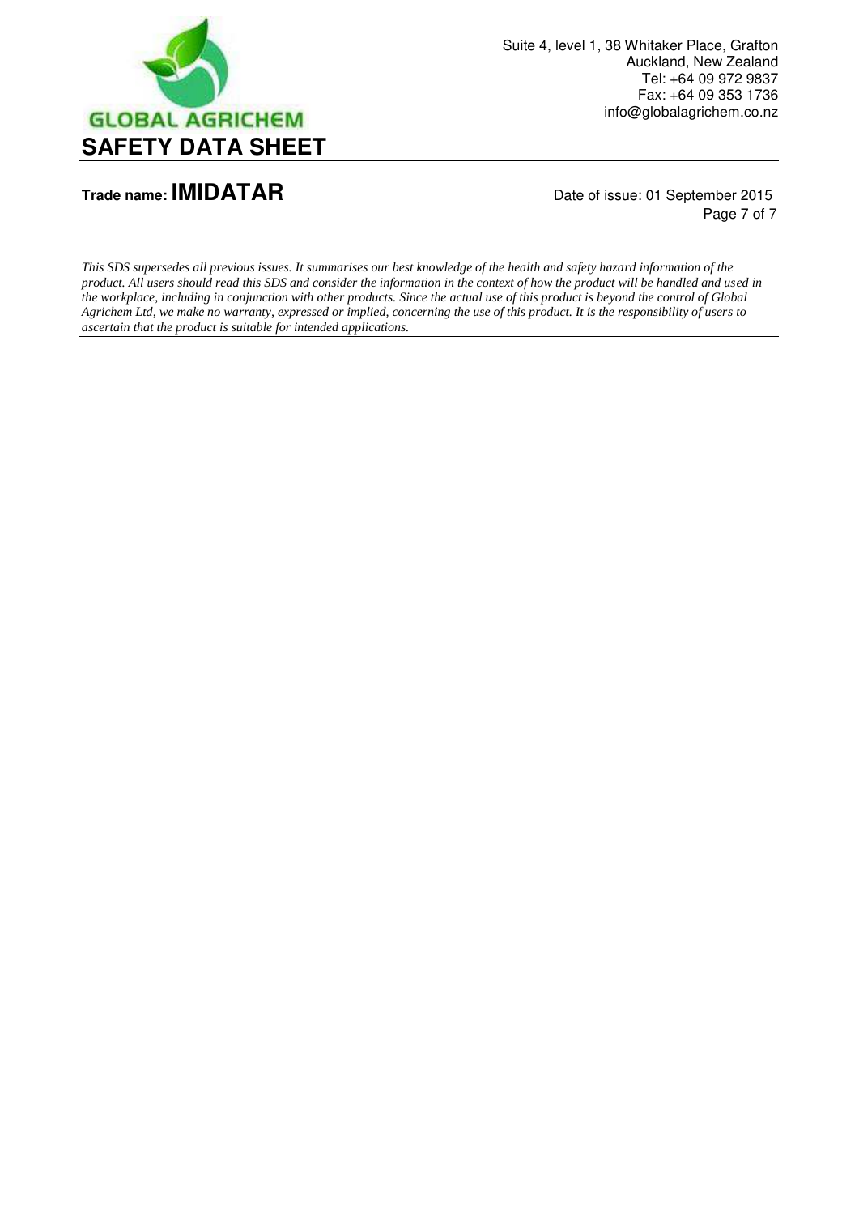*This SDS supersedes all previous issues. It summarises our best knowledge of the health and safety hazard information of the product. All users should read this SDS and consider the information in the context of how the product will be handled and used in the workplace, including in conjunction with other products. Since the actual use of this product is beyond the control of Global Agrichem Ltd, we make no warranty, expressed or implied, concerning the use of this product. It is the responsibility of users to ascertain that the product is suitable for intended applications.*